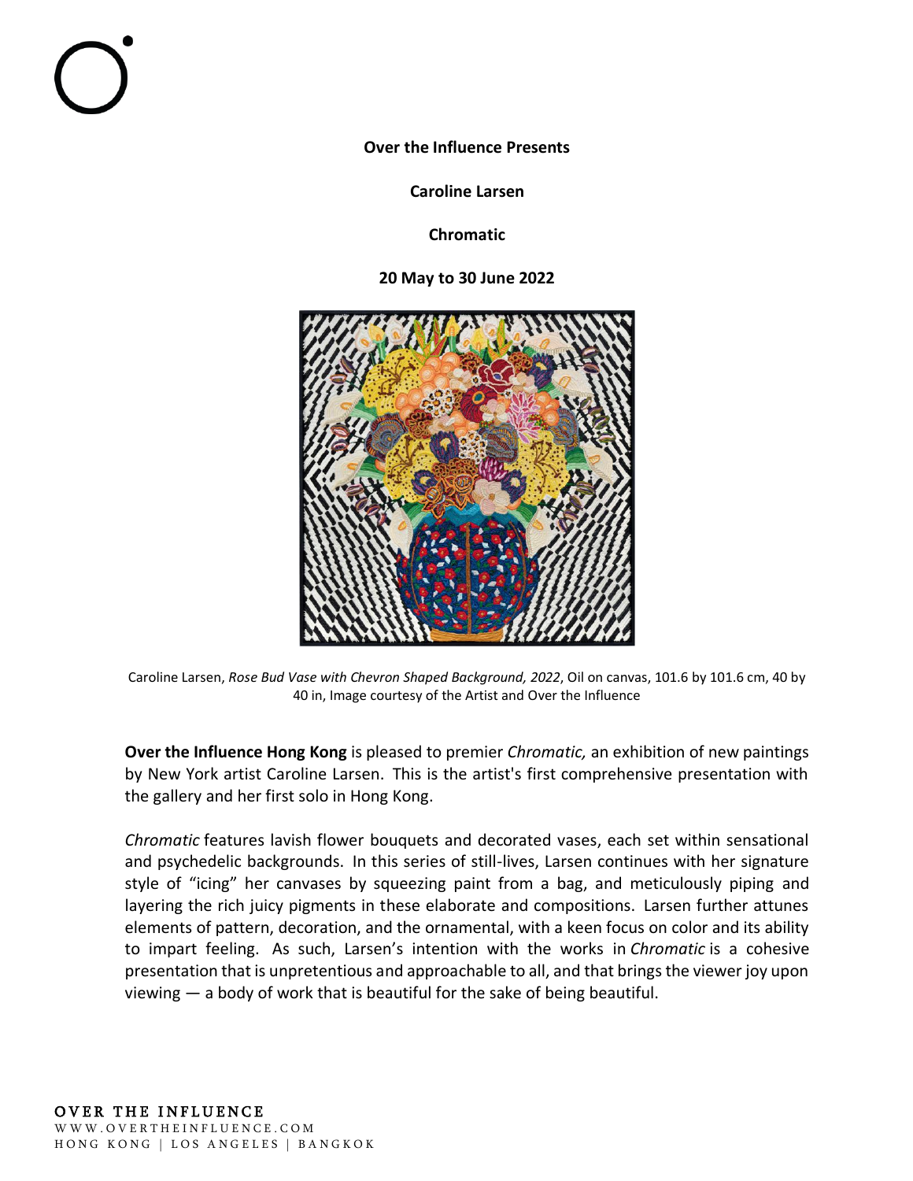**Over the Influence Presents**

**Caroline Larsen**

**Chromatic**

**20 May to 30 June 2022**

Caroline Larsen, *Rose Bud Vase with Chevron Shaped Background, 2022*, Oil on canvas, 101.6 by 101.6 cm, 40 by 40 in, Image courtesy of the Artist and Over the Influence

**Over the Influence Hong Kong** is pleased to premier *Chromatic,* an exhibition of new paintings by New York artist Caroline Larsen. This is the artist's first comprehensive presentation with the gallery and her first solo in Hong Kong.

*Chromatic* features lavish flower bouquets and decorated vases, each set within sensational and psychedelic backgrounds. In this series of still-lives, Larsen continues with her signature style of "icing" her canvases by squeezing paint from a bag, and meticulously piping and layering the rich juicy pigments in these elaborate and compositions. Larsen further attunes elements of pattern, decoration, and the ornamental, with a keen focus on color and its ability to impart feeling. As such, Larsen's intention with the works in *Chromatic* is a cohesive presentation that is unpretentious and approachable to all, and that brings the viewer joy upon viewing — a body of work that is beautiful for the sake of being beautiful.

OVER THE INFLUENCE
WWW.OVERTHEINFLUENCE.COM
HONG KONG | LOS ANGELES | BANGKOK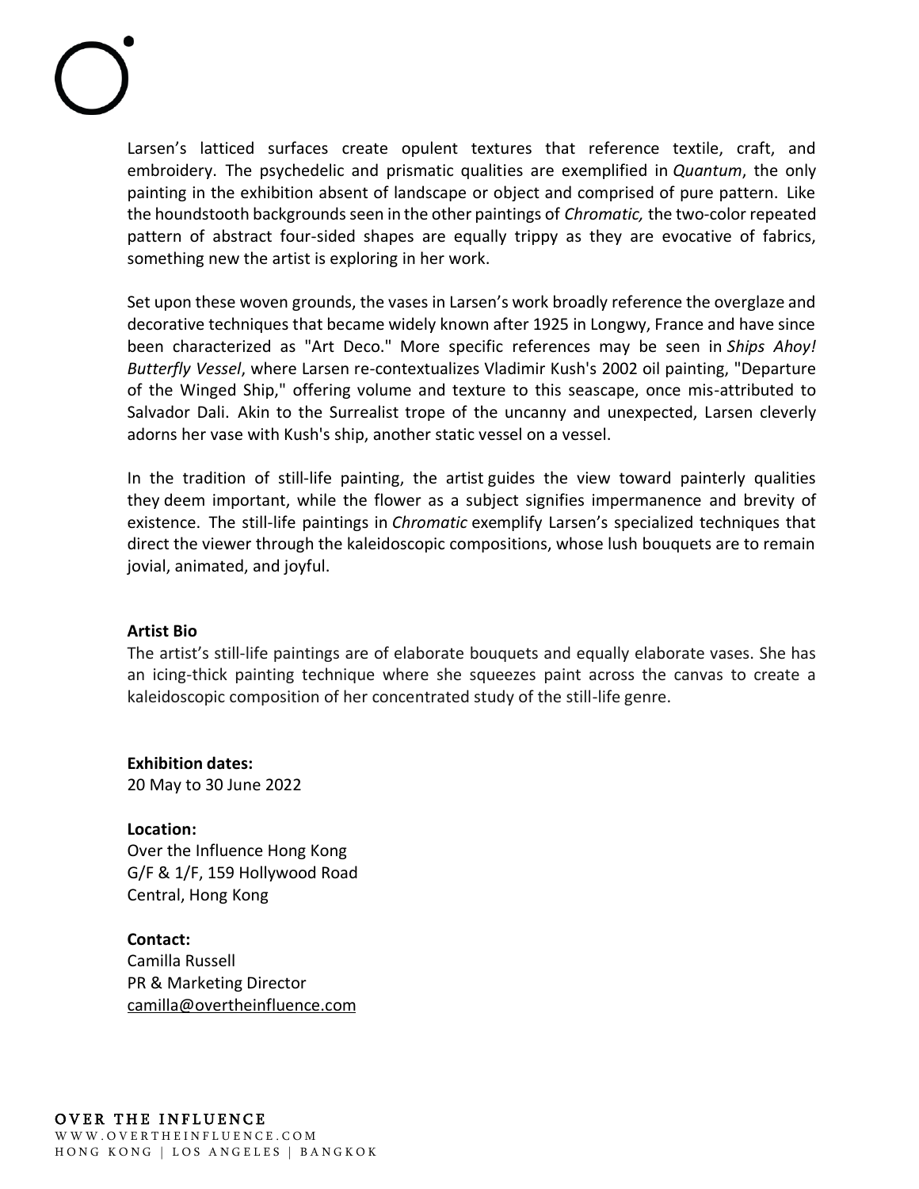Larsen's latticed surfaces create opulent textures that reference textile, craft, and embroidery. The psychedelic and prismatic qualities are exemplified in *Quantum*, the only painting in the exhibition absent of landscape or object and comprised of pure pattern. Like the houndstooth backgrounds seen in the other paintings of *Chromatic,* the two-color repeated pattern of abstract four-sided shapes are equally trippy as they are evocative of fabrics, something new the artist is exploring in her work.

Set upon these woven grounds, the vases in Larsen's work broadly reference the overglaze and decorative techniques that became widely known after 1925 in Longwy, France and have since been characterized as "Art Deco." More specific references may be seen in *Ships Ahoy! Butterfly Vessel*, where Larsen re-contextualizes Vladimir Kush's 2002 oil painting, "Departure of the Winged Ship," offering volume and texture to this seascape, once mis-attributed to Salvador Dali. Akin to the Surrealist trope of the uncanny and unexpected, Larsen cleverly adorns her vase with Kush's ship, another static vessel on a vessel.

In the tradition of still-life painting, the artist guides the view toward painterly qualities they deem important, while the flower as a subject signifies impermanence and brevity of existence. The still-life paintings in *Chromatic* exemplify Larsen's specialized techniques that direct the viewer through the kaleidoscopic compositions, whose lush bouquets are to remain jovial, animated, and joyful.

**Artist Bio**

The artist's still-life paintings are of elaborate bouquets and equally elaborate vases. She has an icing-thick painting technique where she squeezes paint across the canvas to create a kaleidoscopic composition of her concentrated study of the still-life genre.

**Exhibition dates:**
20 May to 30 June 2022

**Location:**
Over the Influence Hong Kong
G/F & 1/F, 159 Hollywood Road
Central, Hong Kong

**Contact:**
Camilla Russell
PR & Marketing Director
camilla@overtheinfluence.com